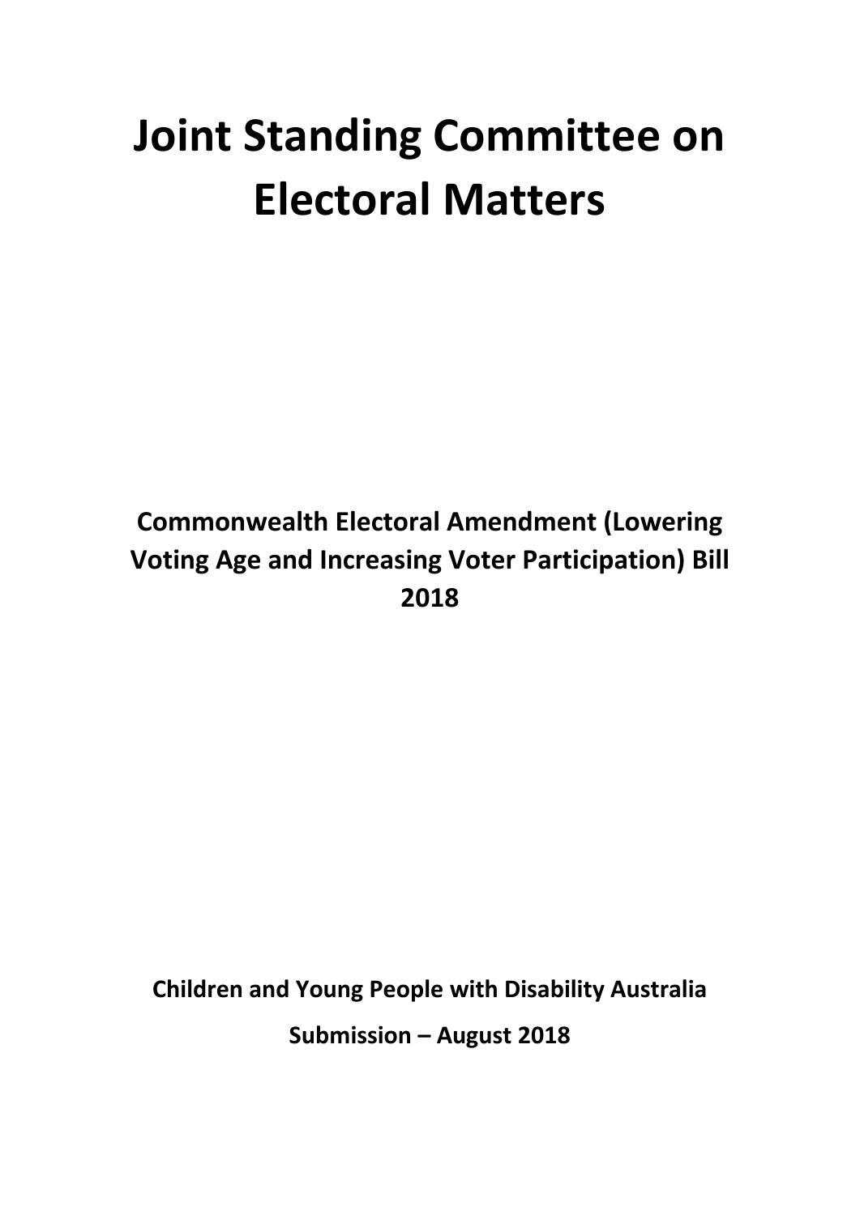# Joint Standing Committee on Electoral Matters

**Commonwealth Electoral Amendment (Lowering Voting Age and Increasing Voter Participation) Bill 2018**

**Children and Young People with Disability Australia**

**Submission – August 2018**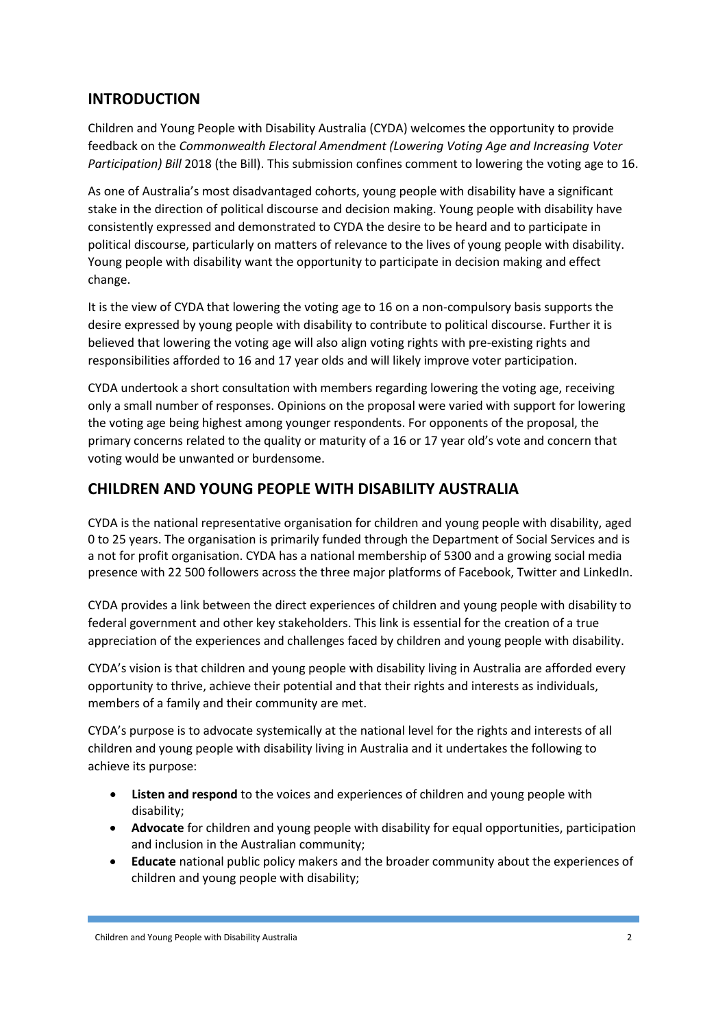## INTRODUCTION

Children and Young People with Disability Australia (CYDA) welcomes the opportunity to provide feedback on the *Commonwealth Electoral Amendment (Lowering Voting Age and Increasing Voter Participation) Bill* 2018 (the Bill). This submission confines comment to lowering the voting age to 16.

As one of Australia's most disadvantaged cohorts, young people with disability have a significant stake in the direction of political discourse and decision making. Young people with disability have consistently expressed and demonstrated to CYDA the desire to be heard and to participate in political discourse, particularly on matters of relevance to the lives of young people with disability. Young people with disability want the opportunity to participate in decision making and effect change.

It is the view of CYDA that lowering the voting age to 16 on a non-compulsory basis supports the desire expressed by young people with disability to contribute to political discourse. Further it is believed that lowering the voting age will also align voting rights with pre-existing rights and responsibilities afforded to 16 and 17 year olds and will likely improve voter participation.

CYDA undertook a short consultation with members regarding lowering the voting age, receiving only a small number of responses. Opinions on the proposal were varied with support for lowering the voting age being highest among younger respondents. For opponents of the proposal, the primary concerns related to the quality or maturity of a 16 or 17 year old's vote and concern that voting would be unwanted or burdensome.

## CHILDREN AND YOUNG PEOPLE WITH DISABILITY AUSTRALIA

CYDA is the national representative organisation for children and young people with disability, aged 0 to 25 years. The organisation is primarily funded through the Department of Social Services and is a not for profit organisation. CYDA has a national membership of 5300 and a growing social media presence with 22 500 followers across the three major platforms of Facebook, Twitter and LinkedIn.

CYDA provides a link between the direct experiences of children and young people with disability to federal government and other key stakeholders. This link is essential for the creation of a true appreciation of the experiences and challenges faced by children and young people with disability.

CYDA's vision is that children and young people with disability living in Australia are afforded every opportunity to thrive, achieve their potential and that their rights and interests as individuals, members of a family and their community are met.

CYDA's purpose is to advocate systemically at the national level for the rights and interests of all children and young people with disability living in Australia and it undertakes the following to achieve its purpose:

- **Listen and respond** to the voices and experiences of children and young people with disability;
- **Advocate** for children and young people with disability for equal opportunities, participation and inclusion in the Australian community;
- **Educate** national public policy makers and the broader community about the experiences of children and young people with disability;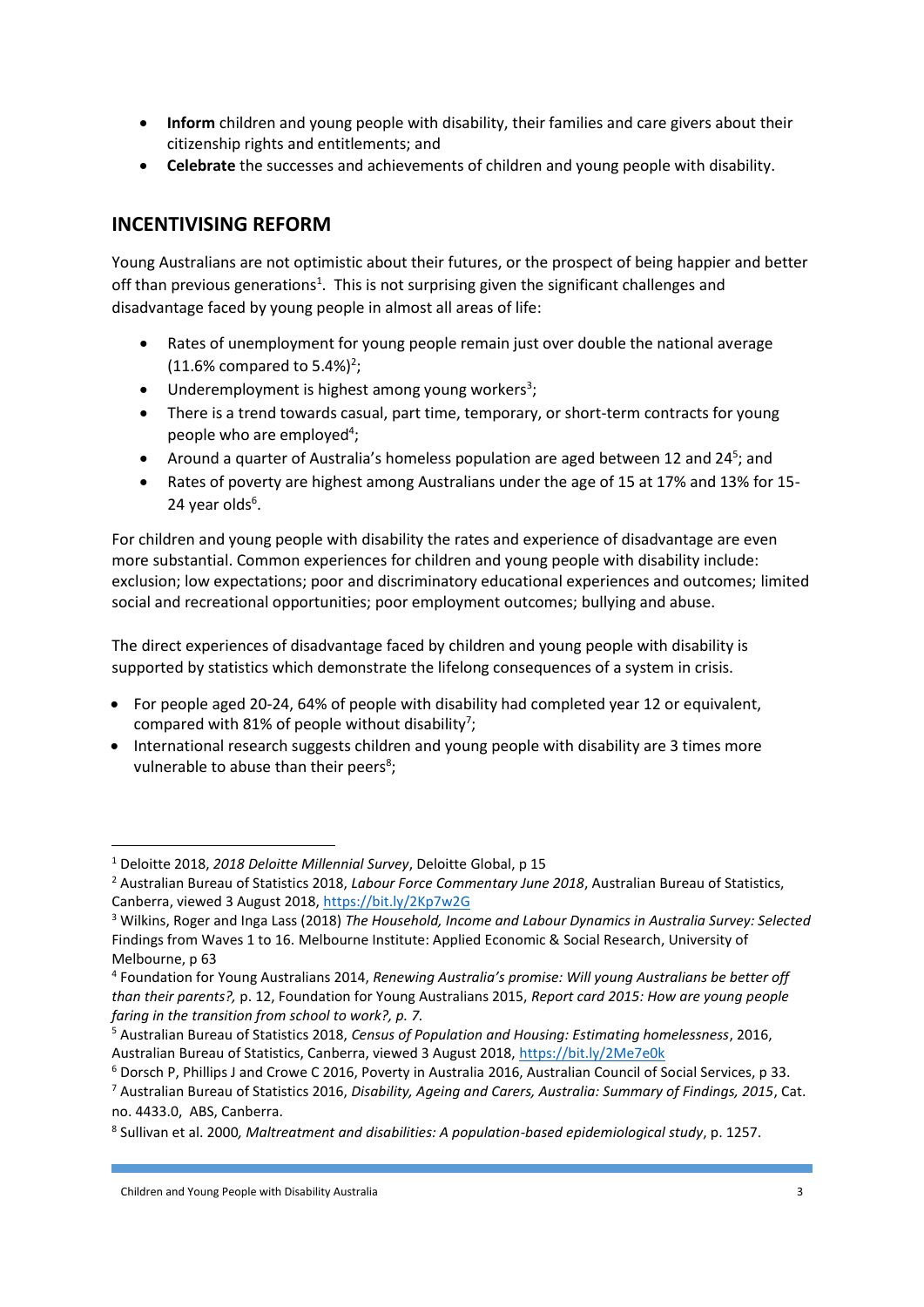- **Inform** children and young people with disability, their families and care givers about their citizenship rights and entitlements; and
- **Celebrate** the successes and achievements of children and young people with disability.

## INCENTIVISING REFORM

Young Australians are not optimistic about their futures, or the prospect of being happier and better off than previous generations[1]. This is not surprising given the significant challenges and disadvantage faced by young people in almost all areas of life:

- Rates of unemployment for young people remain just over double the national average (11.6% compared to 5.4%)[2];
- Underemployment is highest among young workers[3];
- There is a trend towards casual, part time, temporary, or short-term contracts for young people who are employed[4];
- Around a quarter of Australia's homeless population are aged between 12 and 24[5]; and
- Rates of poverty are highest among Australians under the age of 15 at 17% and 13% for 15-24 year olds[6].

For children and young people with disability the rates and experience of disadvantage are even more substantial. Common experiences for children and young people with disability include: exclusion; low expectations; poor and discriminatory educational experiences and outcomes; limited social and recreational opportunities; poor employment outcomes; bullying and abuse.

The direct experiences of disadvantage faced by children and young people with disability is supported by statistics which demonstrate the lifelong consequences of a system in crisis.

- For people aged 20-24, 64% of people with disability had completed year 12 or equivalent, compared with 81% of people without disability[7];
- International research suggests children and young people with disability are 3 times more vulnerable to abuse than their peers[8];

---

[1] Deloitte 2018, *2018 Deloitte Millennial Survey*, Deloitte Global, p 15

[2] Australian Bureau of Statistics 2018, *Labour Force Commentary June 2018*, Australian Bureau of Statistics, Canberra, viewed 3 August 2018, https://bit.ly/2Kp7w2G

[3] Wilkins, Roger and Inga Lass (2018) *The Household, Income and Labour Dynamics in Australia Survey: Selected* Findings from Waves 1 to 16. Melbourne Institute: Applied Economic & Social Research, University of Melbourne, p 63

[4] Foundation for Young Australians 2014, *Renewing Australia's promise: Will young Australians be better off than their parents?,* p. 12, Foundation for Young Australians 2015, *Report card 2015: How are young people faring in the transition from school to work?, p. 7.*

[5] Australian Bureau of Statistics 2018, *Census of Population and Housing: Estimating homelessness*, 2016, Australian Bureau of Statistics, Canberra, viewed 3 August 2018, https://bit.ly/2Me7e0k

[6] Dorsch P, Phillips J and Crowe C 2016, Poverty in Australia 2016, Australian Council of Social Services, p 33.

[7] Australian Bureau of Statistics 2016, *Disability, Ageing and Carers, Australia: Summary of Findings, 2015*, Cat. no. 4433.0, ABS, Canberra.

[8] Sullivan et al. 2000*, Maltreatment and disabilities: A population-based epidemiological study*, p. 1257.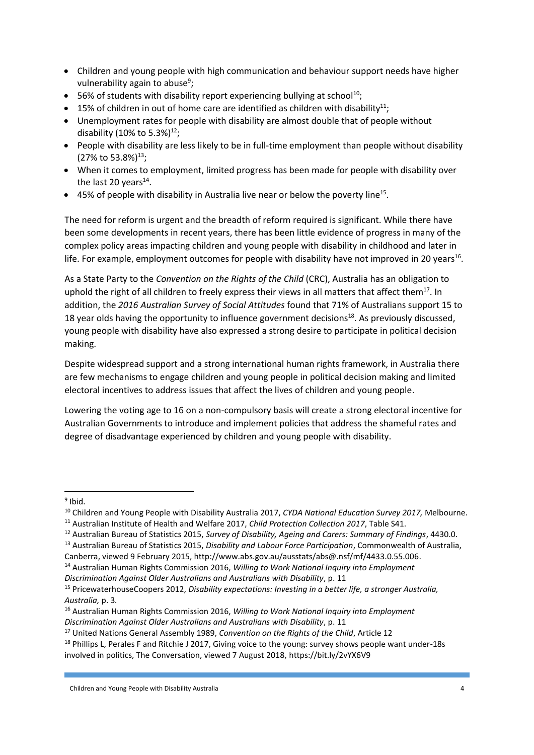- Children and young people with high communication and behaviour support needs have higher vulnerability again to abuse[9];
- 56% of students with disability report experiencing bullying at school[10];
- 15% of children in out of home care are identified as children with disability[11];
- Unemployment rates for people with disability are almost double that of people without disability (10% to 5.3%)[12];
- People with disability are less likely to be in full-time employment than people without disability (27% to 53.8%)[13];
- When it comes to employment, limited progress has been made for people with disability over the last 20 years[14].
- 45% of people with disability in Australia live near or below the poverty line[15].

The need for reform is urgent and the breadth of reform required is significant. While there have been some developments in recent years, there has been little evidence of progress in many of the complex policy areas impacting children and young people with disability in childhood and later in life. For example, employment outcomes for people with disability have not improved in 20 years[16].

As a State Party to the *Convention on the Rights of the Child* (CRC), Australia has an obligation to uphold the right of all children to freely express their views in all matters that affect them[17]. In addition, the *2016 Australian Survey of Social Attitudes* found that 71% of Australians support 15 to 18 year olds having the opportunity to influence government decisions[18]. As previously discussed, young people with disability have also expressed a strong desire to participate in political decision making.

Despite widespread support and a strong international human rights framework, in Australia there are few mechanisms to engage children and young people in political decision making and limited electoral incentives to address issues that affect the lives of children and young people.

Lowering the voting age to 16 on a non-compulsory basis will create a strong electoral incentive for Australian Governments to introduce and implement policies that address the shameful rates and degree of disadvantage experienced by children and young people with disability.

---

[9] Ibid.

[10] Children and Young People with Disability Australia 2017, *CYDA National Education Survey 2017,* Melbourne.

[11] Australian Institute of Health and Welfare 2017, *Child Protection Collection 2017*, Table S41.

[12] Australian Bureau of Statistics 2015, *Survey of Disability, Ageing and Carers: Summary of Findings*, 4430.0.

[13] Australian Bureau of Statistics 2015, *Disability and Labour Force Participation*, Commonwealth of Australia, Canberra, viewed 9 February 2015, http://www.abs.gov.au/ausstats/abs@.nsf/mf/4433.0.55.006.

[14] Australian Human Rights Commission 2016, *Willing to Work National Inquiry into Employment Discrimination Against Older Australians and Australians with Disability*, p. 11

[15] PricewaterhouseCoopers 2012, *Disability expectations: Investing in a better life, a stronger Australia, Australia,* p. 3*.*

[16] Australian Human Rights Commission 2016, *Willing to Work National Inquiry into Employment Discrimination Against Older Australians and Australians with Disability*, p. 11

[17] United Nations General Assembly 1989, *Convention on the Rights of the Child*, Article 12

[18] Phillips L, Perales F and Ritchie J 2017, Giving voice to the young: survey shows people want under-18s involved in politics, The Conversation, viewed 7 August 2018, https://bit.ly/2vYX6V9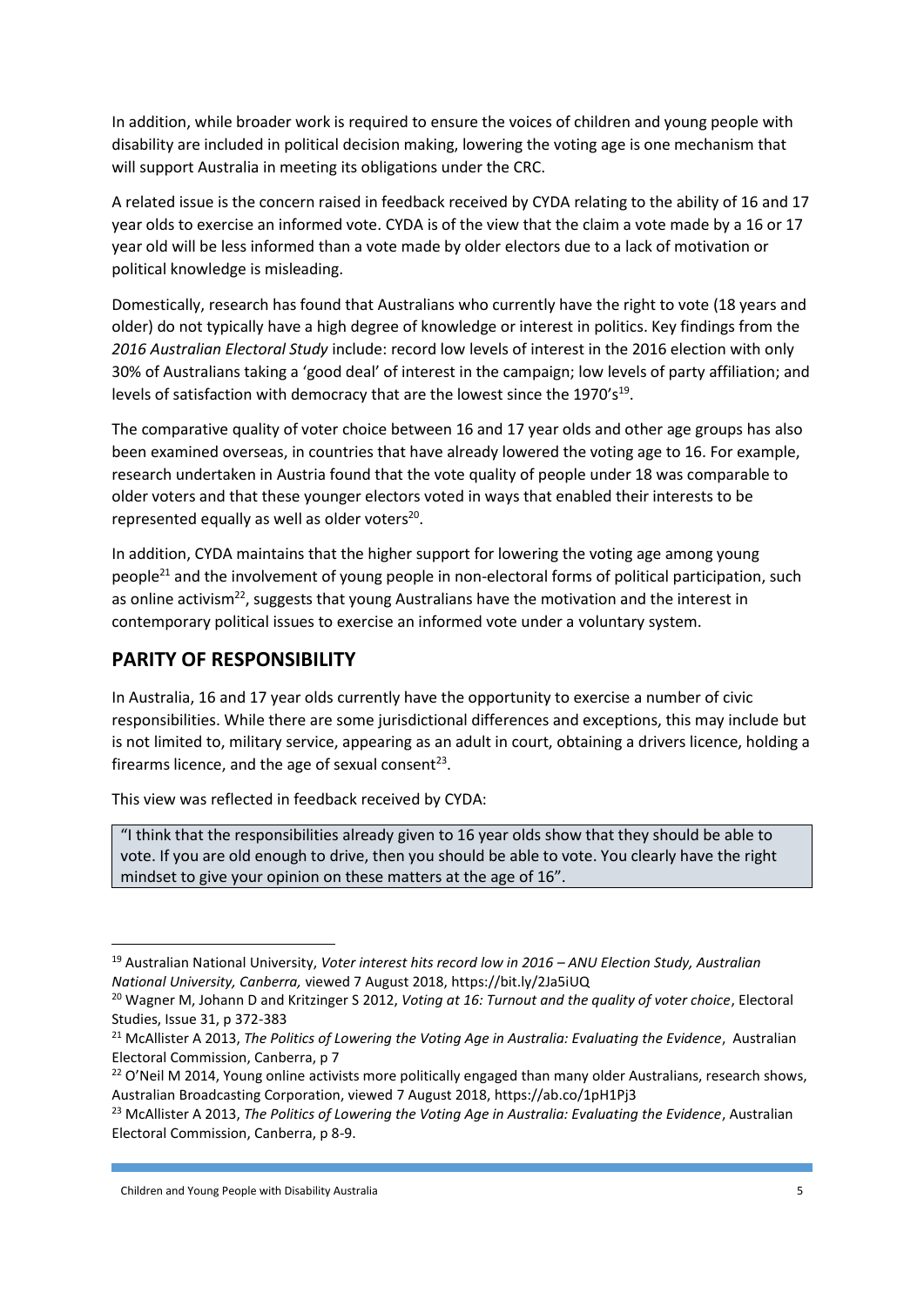In addition, while broader work is required to ensure the voices of children and young people with disability are included in political decision making, lowering the voting age is one mechanism that will support Australia in meeting its obligations under the CRC.

A related issue is the concern raised in feedback received by CYDA relating to the ability of 16 and 17 year olds to exercise an informed vote. CYDA is of the view that the claim a vote made by a 16 or 17 year old will be less informed than a vote made by older electors due to a lack of motivation or political knowledge is misleading.

Domestically, research has found that Australians who currently have the right to vote (18 years and older) do not typically have a high degree of knowledge or interest in politics. Key findings from the *2016 Australian Electoral Study* include: record low levels of interest in the 2016 election with only 30% of Australians taking a 'good deal' of interest in the campaign; low levels of party affiliation; and levels of satisfaction with democracy that are the lowest since the 1970's[19].

The comparative quality of voter choice between 16 and 17 year olds and other age groups has also been examined overseas, in countries that have already lowered the voting age to 16. For example, research undertaken in Austria found that the vote quality of people under 18 was comparable to older voters and that these younger electors voted in ways that enabled their interests to be represented equally as well as older voters[20].

In addition, CYDA maintains that the higher support for lowering the voting age among young people[21] and the involvement of young people in non-electoral forms of political participation, such as online activism[22], suggests that young Australians have the motivation and the interest in contemporary political issues to exercise an informed vote under a voluntary system.

## PARITY OF RESPONSIBILITY

In Australia, 16 and 17 year olds currently have the opportunity to exercise a number of civic responsibilities. While there are some jurisdictional differences and exceptions, this may include but is not limited to, military service, appearing as an adult in court, obtaining a drivers licence, holding a firearms licence, and the age of sexual consent[23].

This view was reflected in feedback received by CYDA:

> "I think that the responsibilities already given to 16 year olds show that they should be able to vote. If you are old enough to drive, then you should be able to vote. You clearly have the right mindset to give your opinion on these matters at the age of 16".

---

[19] Australian National University, *Voter interest hits record low in 2016 – ANU Election Study, Australian National University, Canberra,* viewed 7 August 2018, https://bit.ly/2Ja5iUQ

[20] Wagner M, Johann D and Kritzinger S 2012, *Voting at 16: Turnout and the quality of voter choice*, Electoral Studies, Issue 31, p 372-383

[21] McAllister A 2013, *The Politics of Lowering the Voting Age in Australia: Evaluating the Evidence*, Australian Electoral Commission, Canberra, p 7

[22] O'Neil M 2014, Young online activists more politically engaged than many older Australians, research shows, Australian Broadcasting Corporation, viewed 7 August 2018, https://ab.co/1pH1Pj3

[23] McAllister A 2013, *The Politics of Lowering the Voting Age in Australia: Evaluating the Evidence*, Australian Electoral Commission, Canberra, p 8-9.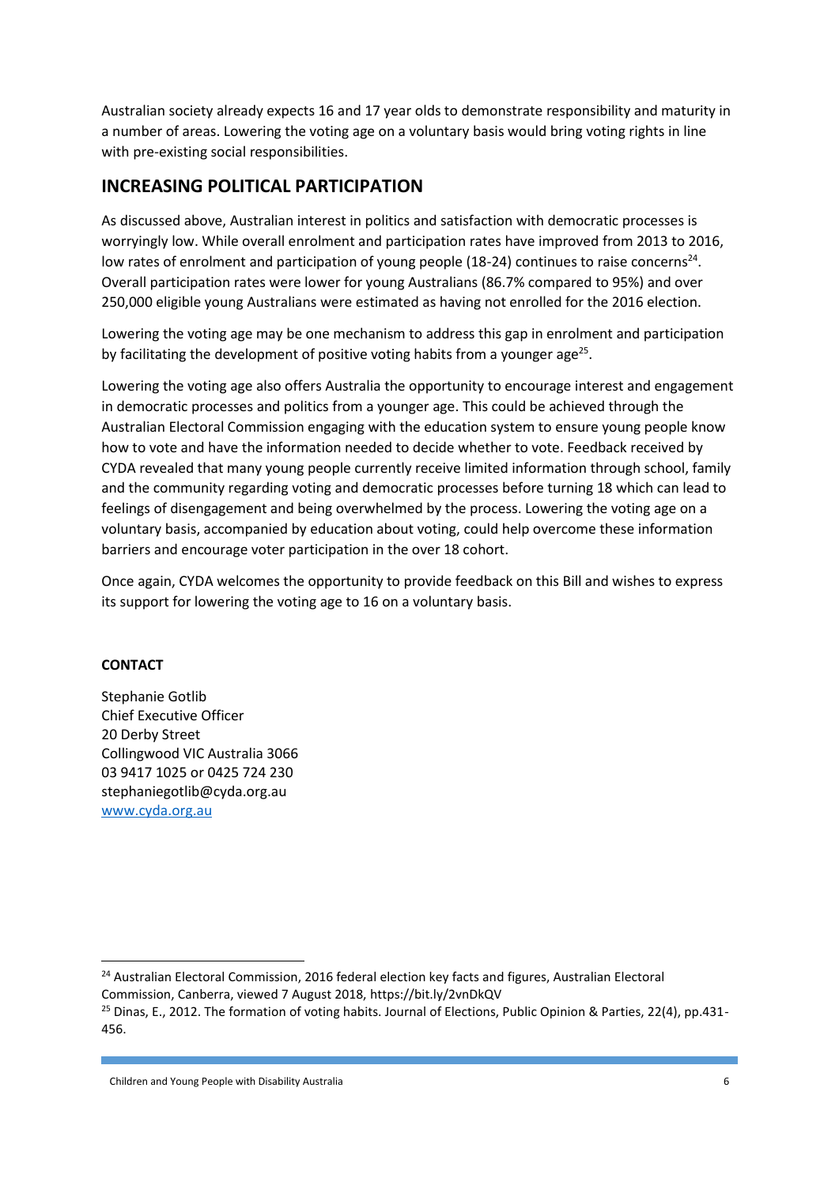Australian society already expects 16 and 17 year olds to demonstrate responsibility and maturity in a number of areas. Lowering the voting age on a voluntary basis would bring voting rights in line with pre-existing social responsibilities.

## INCREASING POLITICAL PARTICIPATION

As discussed above, Australian interest in politics and satisfaction with democratic processes is worryingly low. While overall enrolment and participation rates have improved from 2013 to 2016, low rates of enrolment and participation of young people (18-24) continues to raise concerns[24]. Overall participation rates were lower for young Australians (86.7% compared to 95%) and over 250,000 eligible young Australians were estimated as having not enrolled for the 2016 election.

Lowering the voting age may be one mechanism to address this gap in enrolment and participation by facilitating the development of positive voting habits from a younger age[25].

Lowering the voting age also offers Australia the opportunity to encourage interest and engagement in democratic processes and politics from a younger age. This could be achieved through the Australian Electoral Commission engaging with the education system to ensure young people know how to vote and have the information needed to decide whether to vote. Feedback received by CYDA revealed that many young people currently receive limited information through school, family and the community regarding voting and democratic processes before turning 18 which can lead to feelings of disengagement and being overwhelmed by the process. Lowering the voting age on a voluntary basis, accompanied by education about voting, could help overcome these information barriers and encourage voter participation in the over 18 cohort.

Once again, CYDA welcomes the opportunity to provide feedback on this Bill and wishes to express its support for lowering the voting age to 16 on a voluntary basis.

**CONTACT**

Stephanie Gotlib
Chief Executive Officer
20 Derby Street
Collingwood VIC Australia 3066
03 9417 1025 or 0425 724 230
stephaniegotlib@cyda.org.au
[www.cyda.org.au](www.cyda.org.au)

---

[24] Australian Electoral Commission, 2016 federal election key facts and figures, Australian Electoral Commission, Canberra, viewed 7 August 2018, https://bit.ly/2vnDkQV

[25] Dinas, E., 2012. The formation of voting habits. Journal of Elections, Public Opinion & Parties, 22(4), pp.431-456.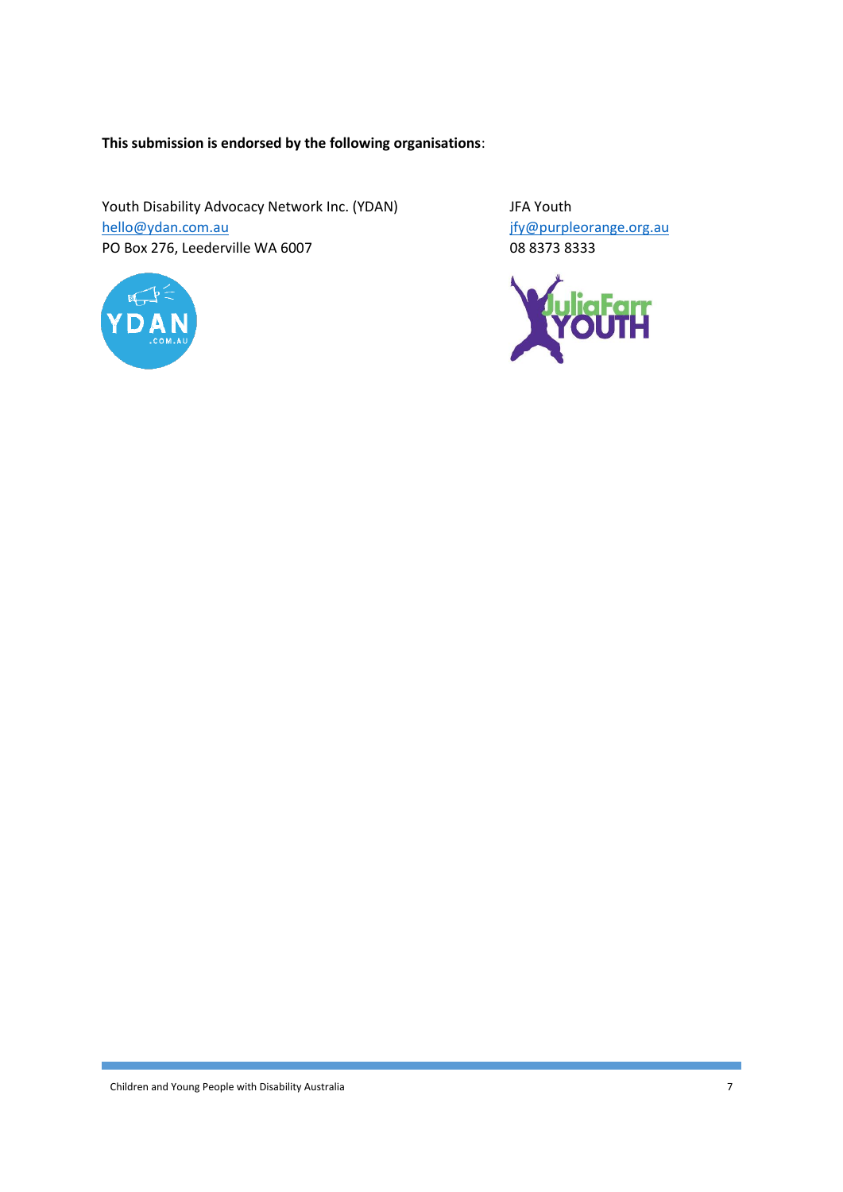**This submission is endorsed by the following organisations**:

Youth Disability Advocacy Network Inc. (YDAN)
hello@ydan.com.au
PO Box 276, Leederville WA 6007

JFA Youth
jfy@purpleorange.org.au
08 8373 8333